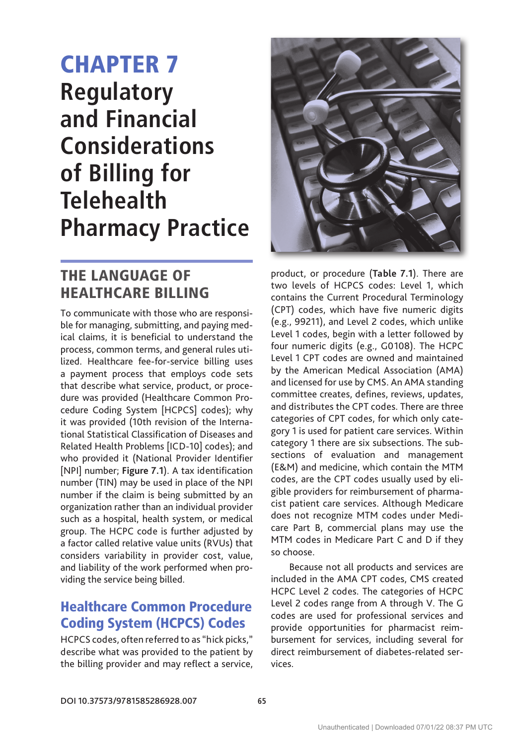# CHAPTER 7 Regulatory and Financial Considerations of Billing for Telehealth Pharmacy Practice

## THE LANGUAGE OF HEALTHCARE BILLING

To communicate with those who are responsible for managing, submitting, and paying medical claims, it is beneficial to understand the process, common terms, and general rules utilized. Healthcare fee-for-service billing uses a payment process that employs code sets that describe what service, product, or procedure was provided (Healthcare Common Procedure Coding System [HCPCS] codes); why it was provided (10th revision of the International Statistical Classification of Diseases and Related Health Problems [ICD-10] codes); and who provided it (National Provider Identifier [NPI] number; **Figure 7.1**). A tax identification number (TIN) may be used in place of the NPI number if the claim is being submitted by an organization rather than an individual provider such as a hospital, health system, or medical group. The HCPC code is further adjusted by a factor called relative value units (RVUs) that considers variability in provider cost, value, and liability of the work performed when providing the service being billed.

### Healthcare Common Procedure Coding System (HCPCS) Codes

HCPCS codes, often referred to as "hick picks," describe what was provided to the patient by the billing provider and may reflect a service, product, or procedure (**Table 7.1**). There are two levels of HCPCS codes: Level 1, which contains the Current Procedural Terminology (CPT) codes, which have five numeric digits (e.g., 99211), and Level 2 codes, which unlike Level 1 codes, begin with a letter followed by four numeric digits (e.g., G0108). The HCPC Level 1 CPT codes are owned and maintained by the American Medical Association (AMA) and licensed for use by CMS. An AMA standing committee creates, defines, reviews, updates, and distributes the CPT codes. There are three categories of CPT codes, for which only category 1 is used for patient care services. Within category 1 there are six subsections. The subsections of evaluation and management (E&M) and medicine, which contain the MTM codes, are the CPT codes usually used by eligible providers for reimbursement of pharmacist patient care services. Although Medicare does not recognize MTM codes under Medicare Part B, commercial plans may use the MTM codes in Medicare Part C and D if they so choose.

Because not all products and services are included in the AMA CPT codes, CMS created HCPC Level 2 codes. The categories of HCPC Level 2 codes range from A through V. The G codes are used for professional services and provide opportunities for pharmacist reimbursement for services, including several for direct reimbursement of diabetes-related services.

DOI 10.37573/9781585286928.007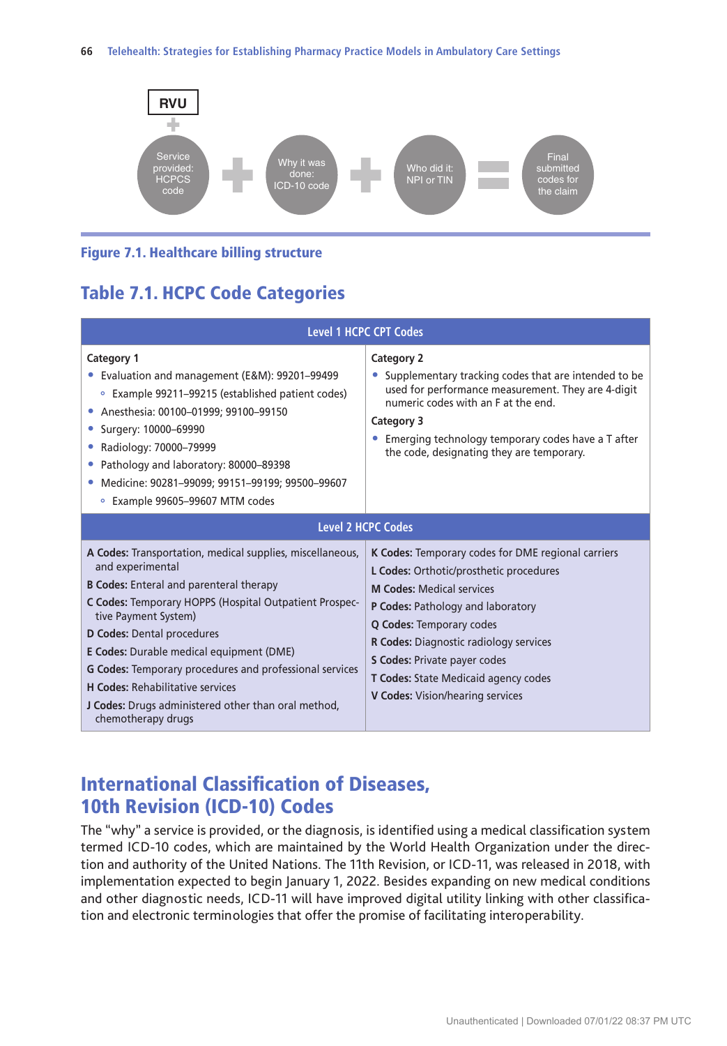RVU

Service provided: HCPCS code + Why it was done: ICD-10 code + Who did it: NPI or TIN = Final submitted codes for the claim

**Figure 7.1. Healthcare billing structure**

## Table 7.1. HCPC Code Categories

| Level 1 HCPC CPT Codes | |
|---|---|
| **Category 1**<br>• Evaluation and management (E&M): 99201–99499<br>  ◦ Example 99211–99215 (established patient codes)<br>• Anesthesia: 00100–01999; 99100–99150<br>• Surgery: 10000–69990<br>• Radiology: 70000–79999<br>• Pathology and laboratory: 80000–89398<br>• Medicine: 90281–99099; 99151–99199; 99500–99607<br>  ◦ Example 99605–99607 MTM codes | **Category 2**<br>• Supplementary tracking codes that are intended to be used for performance measurement. They are 4-digit numeric codes with an F at the end.<br>**Category 3**<br>• Emerging technology temporary codes have a T after the code, designating they are temporary. |
| **Level 2 HCPC Codes** | |
| **A Codes:** Transportation, medical supplies, miscellaneous, and experimental<br>**B Codes:** Enteral and parenteral therapy<br>**C Codes:** Temporary HOPPS (Hospital Outpatient Prospective Payment System)<br>**D Codes:** Dental procedures<br>**E Codes:** Durable medical equipment (DME)<br>**G Codes:** Temporary procedures and professional services<br>**H Codes:** Rehabilitative services<br>**J Codes:** Drugs administered other than oral method, chemotherapy drugs | **K Codes:** Temporary codes for DME regional carriers<br>**L Codes:** Orthotic/prosthetic procedures<br>**M Codes:** Medical services<br>**P Codes:** Pathology and laboratory<br>**Q Codes:** Temporary codes<br>**R Codes:** Diagnostic radiology services<br>**S Codes:** Private payer codes<br>**T Codes:** State Medicaid agency codes<br>**V Codes:** Vision/hearing services |

## International Classification of Diseases, 10th Revision (ICD-10) Codes

The "why" a service is provided, or the diagnosis, is identified using a medical classification system termed ICD-10 codes, which are maintained by the World Health Organization under the direction and authority of the United Nations. The 11th Revision, or ICD-11, was released in 2018, with implementation expected to begin January 1, 2022. Besides expanding on new medical conditions and other diagnostic needs, ICD-11 will have improved digital utility linking with other classification and electronic terminologies that offer the promise of facilitating interoperability.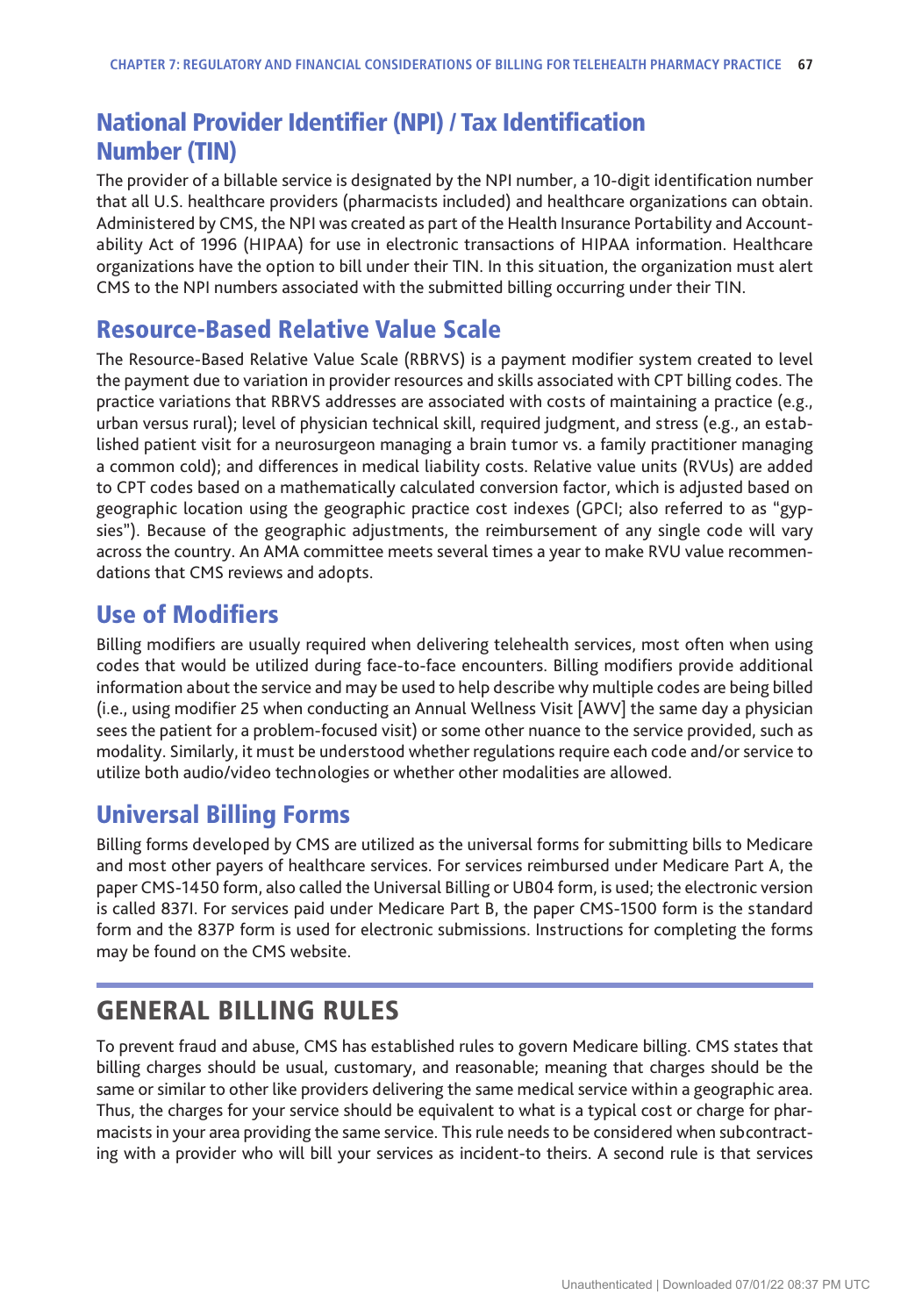## National Provider Identifier (NPI) / Tax Identification Number (TIN)

The provider of a billable service is designated by the NPI number, a 10-digit identification number that all U.S. healthcare providers (pharmacists included) and healthcare organizations can obtain. Administered by CMS, the NPI was created as part of the Health Insurance Portability and Accountability Act of 1996 (HIPAA) for use in electronic transactions of HIPAA information. Healthcare organizations have the option to bill under their TIN. In this situation, the organization must alert CMS to the NPI numbers associated with the submitted billing occurring under their TIN.

## Resource-Based Relative Value Scale

The Resource-Based Relative Value Scale (RBRVS) is a payment modifier system created to level the payment due to variation in provider resources and skills associated with CPT billing codes. The practice variations that RBRVS addresses are associated with costs of maintaining a practice (e.g., urban versus rural); level of physician technical skill, required judgment, and stress (e.g., an established patient visit for a neurosurgeon managing a brain tumor vs. a family practitioner managing a common cold); and differences in medical liability costs. Relative value units (RVUs) are added to CPT codes based on a mathematically calculated conversion factor, which is adjusted based on geographic location using the geographic practice cost indexes (GPCI; also referred to as "gypsies"). Because of the geographic adjustments, the reimbursement of any single code will vary across the country. An AMA committee meets several times a year to make RVU value recommendations that CMS reviews and adopts.

## Use of Modifiers

Billing modifiers are usually required when delivering telehealth services, most often when using codes that would be utilized during face-to-face encounters. Billing modifiers provide additional information about the service and may be used to help describe why multiple codes are being billed (i.e., using modifier 25 when conducting an Annual Wellness Visit [AWV] the same day a physician sees the patient for a problem-focused visit) or some other nuance to the service provided, such as modality. Similarly, it must be understood whether regulations require each code and/or service to utilize both audio/video technologies or whether other modalities are allowed.

## Universal Billing Forms

Billing forms developed by CMS are utilized as the universal forms for submitting bills to Medicare and most other payers of healthcare services. For services reimbursed under Medicare Part A, the paper CMS-1450 form, also called the Universal Billing or UB04 form, is used; the electronic version is called 837I. For services paid under Medicare Part B, the paper CMS-1500 form is the standard form and the 837P form is used for electronic submissions. Instructions for completing the forms may be found on the CMS website.

# GENERAL BILLING RULES

To prevent fraud and abuse, CMS has established rules to govern Medicare billing. CMS states that billing charges should be usual, customary, and reasonable; meaning that charges should be the same or similar to other like providers delivering the same medical service within a geographic area. Thus, the charges for your service should be equivalent to what is a typical cost or charge for pharmacists in your area providing the same service. This rule needs to be considered when subcontracting with a provider who will bill your services as incident-to theirs. A second rule is that services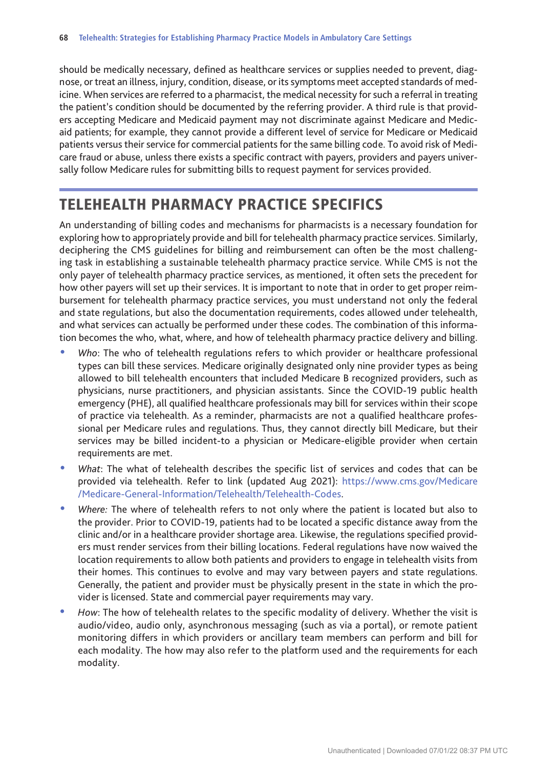should be medically necessary, defined as healthcare services or supplies needed to prevent, diagnose, or treat an illness, injury, condition, disease, or its symptoms meet accepted standards of medicine. When services are referred to a pharmacist, the medical necessity for such a referral in treating the patient's condition should be documented by the referring provider. A third rule is that providers accepting Medicare and Medicaid payment may not discriminate against Medicare and Medicaid patients; for example, they cannot provide a different level of service for Medicare or Medicaid patients versus their service for commercial patients for the same billing code. To avoid risk of Medicare fraud or abuse, unless there exists a specific contract with payers, providers and payers universally follow Medicare rules for submitting bills to request payment for services provided.

## TELEHEALTH PHARMACY PRACTICE SPECIFICS

An understanding of billing codes and mechanisms for pharmacists is a necessary foundation for exploring how to appropriately provide and bill for telehealth pharmacy practice services. Similarly, deciphering the CMS guidelines for billing and reimbursement can often be the most challenging task in establishing a sustainable telehealth pharmacy practice service. While CMS is not the only payer of telehealth pharmacy practice services, as mentioned, it often sets the precedent for how other payers will set up their services. It is important to note that in order to get proper reimbursement for telehealth pharmacy practice services, you must understand not only the federal and state regulations, but also the documentation requirements, codes allowed under telehealth, and what services can actually be performed under these codes. The combination of this information becomes the who, what, where, and how of telehealth pharmacy practice delivery and billing.

- *Who*: The who of telehealth regulations refers to which provider or healthcare professional types can bill these services. Medicare originally designated only nine provider types as being allowed to bill telehealth encounters that included Medicare B recognized providers, such as physicians, nurse practitioners, and physician assistants. Since the COVID-19 public health emergency (PHE), all qualified healthcare professionals may bill for services within their scope of practice via telehealth. As a reminder, pharmacists are not a qualified healthcare professional per Medicare rules and regulations. Thus, they cannot directly bill Medicare, but their services may be billed incident-to a physician or Medicare-eligible provider when certain requirements are met.
- *What*: The what of telehealth describes the specific list of services and codes that can be provided via telehealth. Refer to link (updated Aug 2021): https://www.cms.gov/Medicare/Medicare-General-Information/Telehealth/Telehealth-Codes.
- *Where:* The where of telehealth refers to not only where the patient is located but also to the provider. Prior to COVID-19, patients had to be located a specific distance away from the clinic and/or in a healthcare provider shortage area. Likewise, the regulations specified providers must render services from their billing locations. Federal regulations have now waived the location requirements to allow both patients and providers to engage in telehealth visits from their homes. This continues to evolve and may vary between payers and state regulations. Generally, the patient and provider must be physically present in the state in which the provider is licensed. State and commercial payer requirements may vary.
- *How*: The how of telehealth relates to the specific modality of delivery. Whether the visit is audio/video, audio only, asynchronous messaging (such as via a portal), or remote patient monitoring differs in which providers or ancillary team members can perform and bill for each modality. The how may also refer to the platform used and the requirements for each modality.